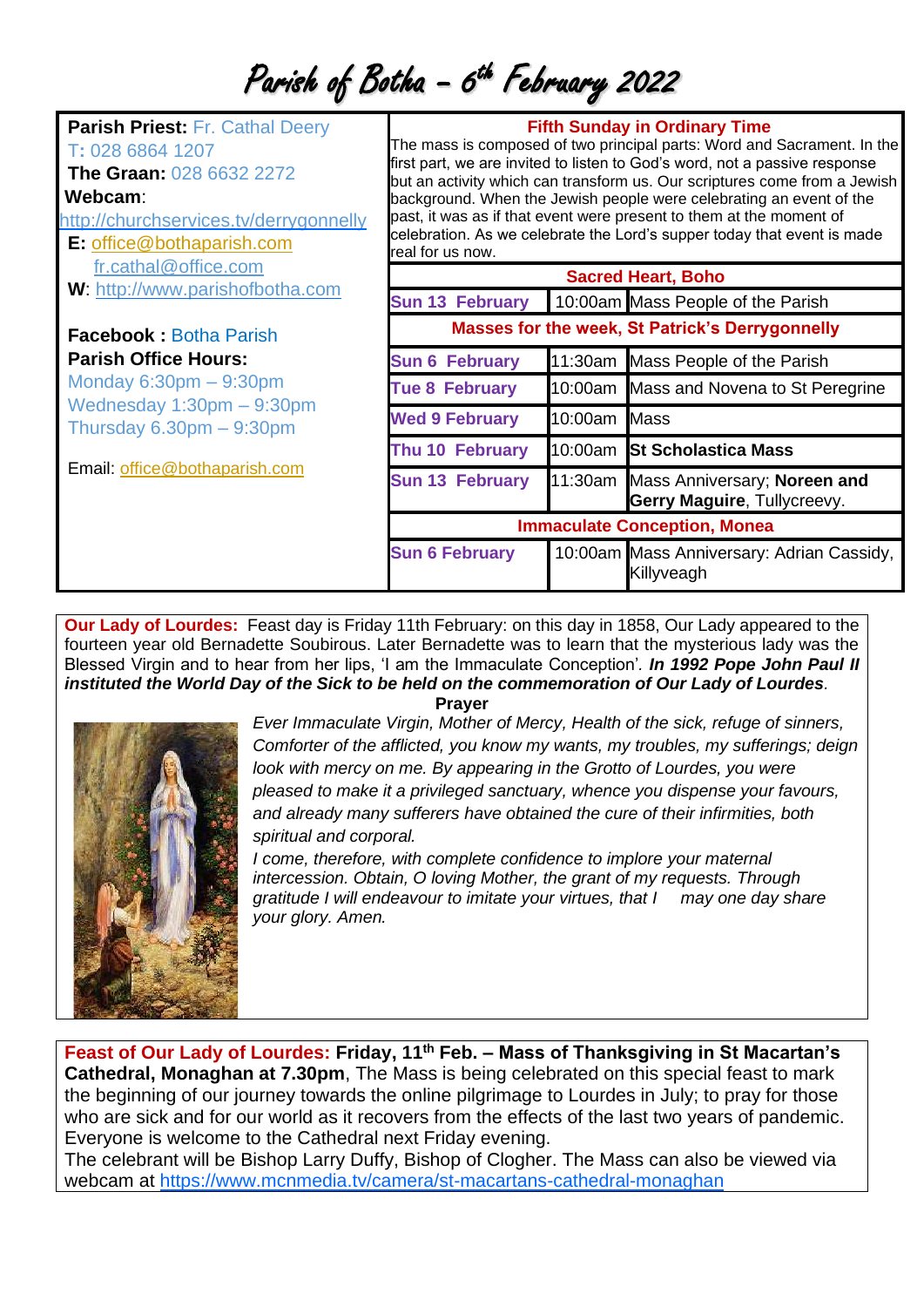# Parish of Botha – 6th February 2022

**Parish Priest:** Fr. Cathal Deery
T: 028 6864 1207
**The Graan:** 028 6632 2272
**Webcam**:
http://churchservices.tv/derrygonnelly
**E:** office@bothaparish.com
fr.cathal@office.com
**W**: http://www.parishofbotha.com

**Facebook :** Botha Parish
**Parish Office Hours:**
Monday 6:30pm – 9:30pm
Wednesday 1:30pm – 9:30pm
Thursday 6.30pm – 9:30pm

Email: office@bothaparish.com

## Fifth Sunday in Ordinary Time

The mass is composed of two principal parts: Word and Sacrament. In the first part, we are invited to listen to God's word, not a passive response but an activity which can transform us. Our scriptures come from a Jewish background. When the Jewish people were celebrating an event of the past, it was as if that event were present to them at the moment of celebration. As we celebrate the Lord's supper today that event is made real for us now.

| Sacred Heart, Boho | | |
|---|---|---|
| Sun 13 February | 10:00am | Mass People of the Parish |
| **Masses for the week, St Patrick's Derrygonnelly** | | |
| Sun 6 February | 11:30am | Mass People of the Parish |
| Tue 8 February | 10:00am | Mass and Novena to St Peregrine |
| Wed 9 February | 10:00am | Mass |
| Thu 10 February | 10:00am | **St Scholastica Mass** |
| Sun 13 February | 11:30am | Mass Anniversary; **Noreen and Gerry Maguire**, Tullycreevy. |
| **Immaculate Conception, Monea** | | |
| Sun 6 February | 10:00am | Mass Anniversary: Adrian Cassidy, Killyveagh |

**Our Lady of Lourdes:** Feast day is Friday 11th February: on this day in 1858, Our Lady appeared to the fourteen year old Bernadette Soubirous. Later Bernadette was to learn that the mysterious lady was the Blessed Virgin and to hear from her lips, 'I am the Immaculate Conception'. ***In 1992 Pope John Paul II instituted the World Day of the Sick to be held on the commemoration of Our Lady of Lourdes***.

**Prayer**

*Ever Immaculate Virgin, Mother of Mercy, Health of the sick, refuge of sinners, Comforter of the afflicted, you know my wants, my troubles, my sufferings; deign look with mercy on me. By appearing in the Grotto of Lourdes, you were pleased to make it a privileged sanctuary, whence you dispense your favours, and already many sufferers have obtained the cure of their infirmities, both spiritual and corporal.*

*I come, therefore, with complete confidence to implore your maternal intercession. Obtain, O loving Mother, the grant of my requests. Through gratitude I will endeavour to imitate your virtues, that I may one day share your glory. Amen.*

**Feast of Our Lady of Lourdes: Friday, 11th Feb. – Mass of Thanksgiving in St Macartan's Cathedral, Monaghan at 7.30pm**, The Mass is being celebrated on this special feast to mark the beginning of our journey towards the online pilgrimage to Lourdes in July; to pray for those who are sick and for our world as it recovers from the effects of the last two years of pandemic. Everyone is welcome to the Cathedral next Friday evening.

The celebrant will be Bishop Larry Duffy, Bishop of Clogher. The Mass can also be viewed via webcam at https://www.mcnmedia.tv/camera/st-macartans-cathedral-monaghan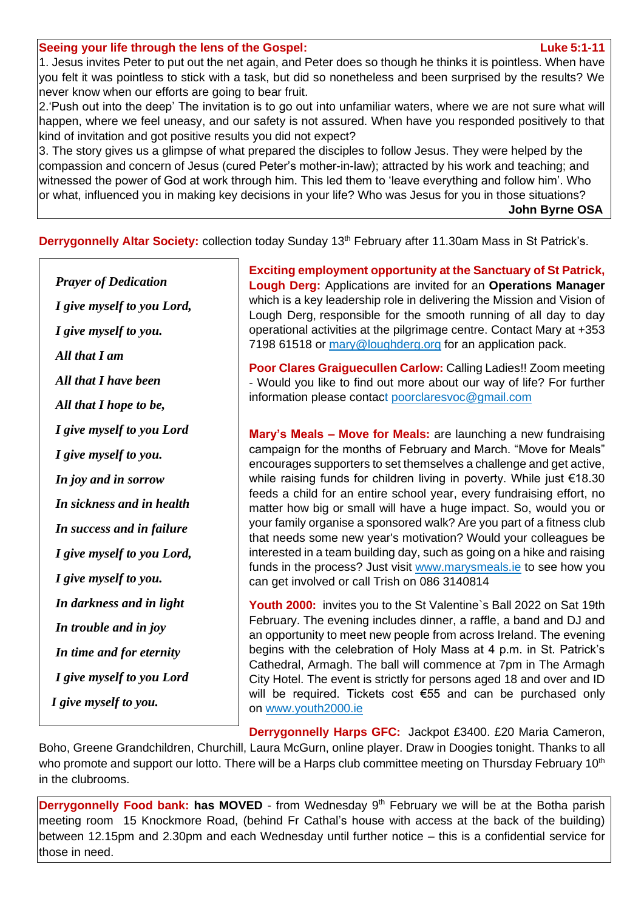**Seeing your life through the lens of the Gospel:** **Luke 5:1-11**

1. Jesus invites Peter to put out the net again, and Peter does so though he thinks it is pointless. When have you felt it was pointless to stick with a task, but did so nonetheless and been surprised by the results? We never know when our efforts are going to bear fruit.
2. 'Push out into the deep' The invitation is to go out into unfamiliar waters, where we are not sure what will happen, where we feel uneasy, and our safety is not assured. When have you responded positively to that kind of invitation and got positive results you did not expect?
3. The story gives us a glimpse of what prepared the disciples to follow Jesus. They were helped by the compassion and concern of Jesus (cured Peter's mother-in-law); attracted by his work and teaching; and witnessed the power of God at work through him. This led them to 'leave everything and follow him'. Who or what, influenced you in making key decisions in your life? Who was Jesus for you in those situations?

**John Byrne OSA**

**Derrygonnelly Altar Society:** collection today Sunday 13th February after 11.30am Mass in St Patrick's.

***Prayer of Dedication***

*I give myself to you Lord,*
*I give myself to you.*
*All that I am*
*All that I have been*
*All that I hope to be,*
*I give myself to you Lord*
*I give myself to you.*
*In joy and in sorrow*
*In sickness and in health*
*In success and in failure*
*I give myself to you Lord,*
*I give myself to you.*
*In darkness and in light*
*In trouble and in joy*
*In time and for eternity*
*I give myself to you Lord*
*I give myself to you.*

**Exciting employment opportunity at the Sanctuary of St Patrick, Lough Derg:** Applications are invited for an **Operations Manager** which is a key leadership role in delivering the Mission and Vision of Lough Derg, responsible for the smooth running of all day to day operational activities at the pilgrimage centre. Contact Mary at +353 7198 61518 or mary@loughderg.org for an application pack.

**Poor Clares Graiguecullen Carlow:** Calling Ladies!! Zoom meeting - Would you like to find out more about our way of life? For further information please contact poorclaresvoc@gmail.com

**Mary's Meals – Move for Meals:** are launching a new fundraising campaign for the months of February and March. "Move for Meals" encourages supporters to set themselves a challenge and get active, while raising funds for children living in poverty. While just €18.30 feeds a child for an entire school year, every fundraising effort, no matter how big or small will have a huge impact. So, would you or your family organise a sponsored walk? Are you part of a fitness club that needs some new year's motivation? Would your colleagues be interested in a team building day, such as going on a hike and raising funds in the process? Just visit www.marysmeals.ie to see how you can get involved or call Trish on 086 3140814

**Youth 2000:** invites you to the St Valentine`s Ball 2022 on Sat 19th February. The evening includes dinner, a raffle, a band and DJ and an opportunity to meet new people from across Ireland. The evening begins with the celebration of Holy Mass at 4 p.m. in St. Patrick's Cathedral, Armagh. The ball will commence at 7pm in The Armagh City Hotel. The event is strictly for persons aged 18 and over and ID will be required. Tickets cost €55 and can be purchased only on www.youth2000.ie

**Derrygonnelly Harps GFC:** Jackpot £3400. £20 Maria Cameron, Boho, Greene Grandchildren, Churchill, Laura McGurn, online player. Draw in Doogies tonight. Thanks to all who promote and support our lotto. There will be a Harps club committee meeting on Thursday February 10th in the clubrooms.

**Derrygonnelly Food bank: has MOVED** - from Wednesday 9th February we will be at the Botha parish meeting room 15 Knockmore Road, (behind Fr Cathal's house with access at the back of the building) between 12.15pm and 2.30pm and each Wednesday until further notice – this is a confidential service for those in need.